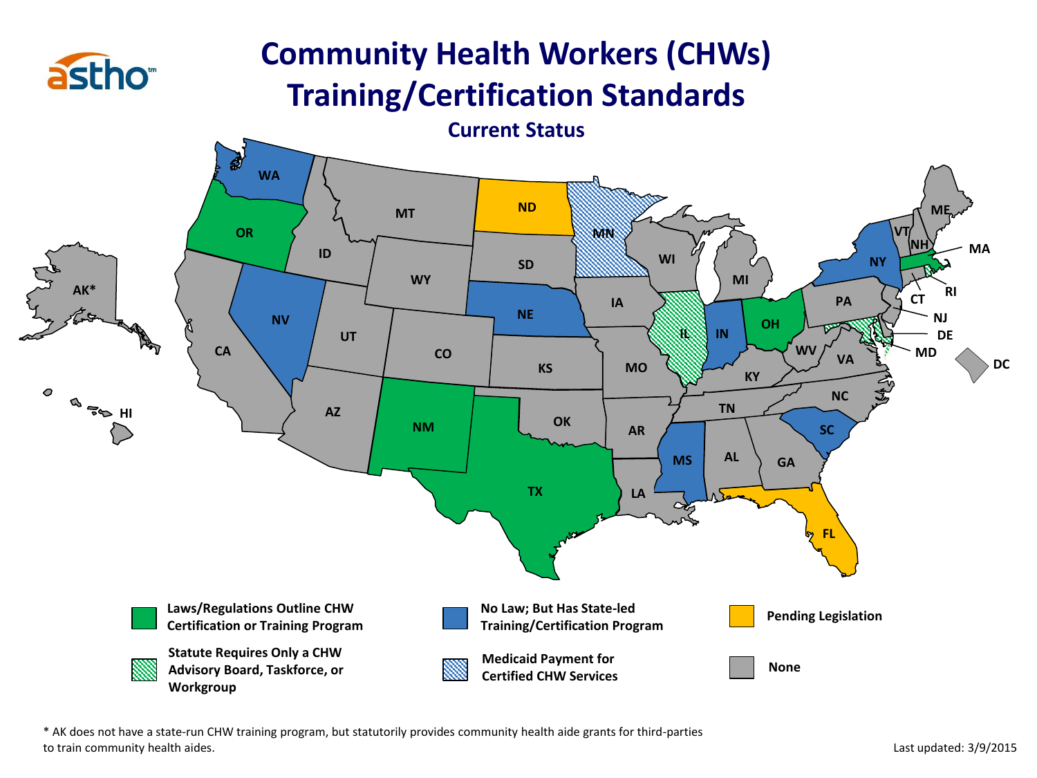# Community Health Workers (CHWs) Training/Certification Standards

## Current Status

- Laws/Regulations Outline CHW Certification or Training Program
- Statute Requires Only a CHW Advisory Board, Taskforce, or Workgroup
- No Law; But Has State-led Training/Certification Program
- Medicaid Payment for Certified CHW Services
- Pending Legislation
- None

* AK does not have a state-run CHW training program, but statutorily provides community health aide grants for third-parties to train community health aides.

Last updated: 3/9/2015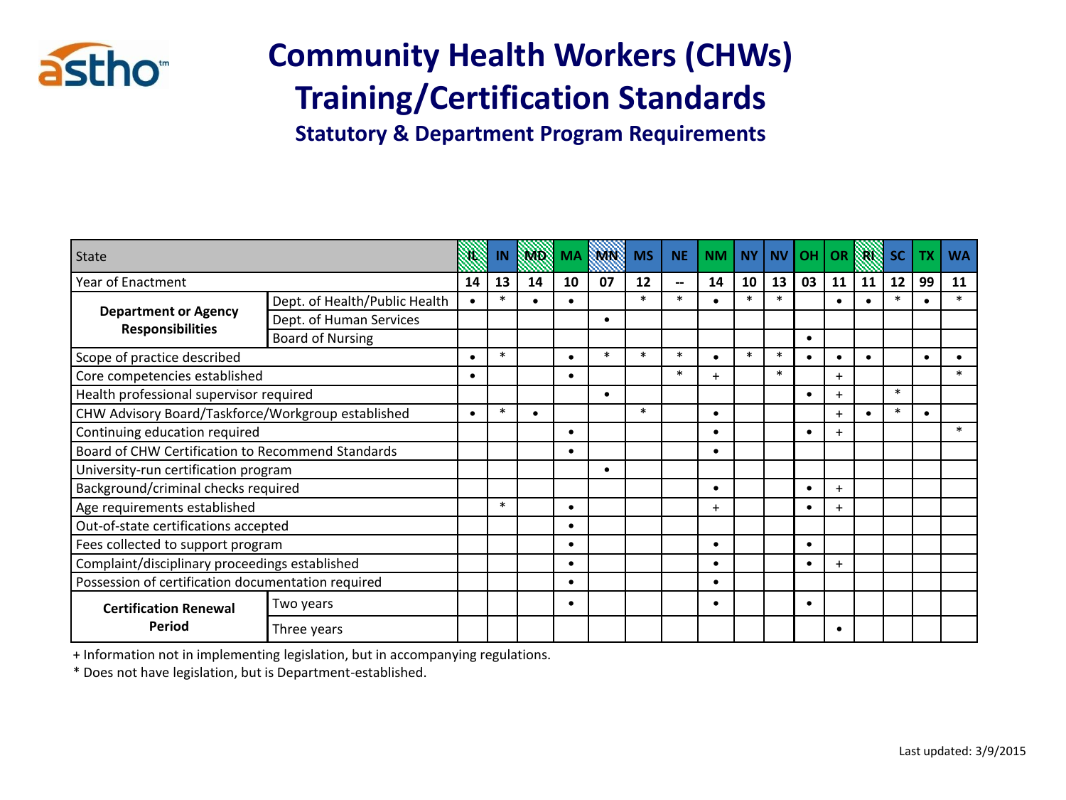# Community Health Workers (CHWs) Training/Certification Standards

## Statutory & Department Program Requirements

| State | | IL | IN | MD | MA | MN | MS | NE | NM | NY | NV | OH | OR | RI | SC | TX | WA |
|---|---|---|---|---|---|---|---|---|---|---|---|---|---|---|---|---|---|
| Year of Enactment | | 14 | 13 | 14 | 10 | 07 | 12 | -- | 14 | 10 | 13 | 03 | 11 | 11 | 12 | 99 | 11 |
| **Department or Agency Responsibilities** | Dept. of Health/Public Health | • | * | • | • | | * | * | • | * | * | | • | • | * | • | * |
| | Dept. of Human Services | | | | | • | | | | | | | | | | | |
| | Board of Nursing | | | | | | | | | | | • | | | | | |
| Scope of practice described | | • | * | | • | * | * | * | • | * | * | • | • | • | | • | • |
| Core competencies established | | • | | | • | | | * | + | | * | | + | | | | * |
| Health professional supervisor required | | | | | | • | | | | | | • | + | | * | | |
| CHW Advisory Board/Taskforce/Workgroup established | | • | * | • | | | * | | • | | | | + | • | * | • | |
| Continuing education required | | | | | • | | | | • | | | • | + | | | | * |
| Board of CHW Certification to Recommend Standards | | | | | • | | | | • | | | | | | | | |
| University-run certification program | | | | | | • | | | | | | | | | | | |
| Background/criminal checks required | | | | | | | | | • | | | • | + | | | | |
| Age requirements established | | | * | | • | | | | + | | | • | + | | | | |
| Out-of-state certifications accepted | | | | | • | | | | | | | | | | | | |
| Fees collected to support program | | | | | • | | | | • | | | • | | | | | |
| Complaint/disciplinary proceedings established | | | | | • | | | | • | | | • | + | | | | |
| Possession of certification documentation required | | | | | • | | | | • | | | | | | | | |
| **Certification Renewal Period** | Two years | | | | • | | | | • | | | • | | | | | |
| | Three years | | | | | | | | | | | | • | | | | |

+ Information not in implementing legislation, but in accompanying regulations.

* Does not have legislation, but is Department-established.

Last updated: 3/9/2015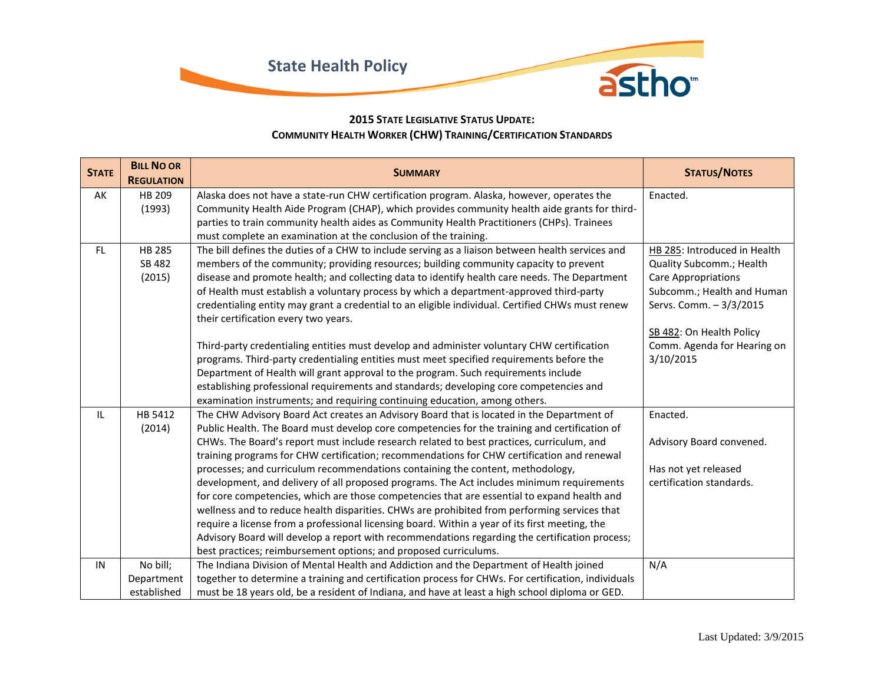**2015 State Legislative Status Update:**
**Community Health Worker (CHW) Training/Certification Standards**

| State | Bill No or Regulation | Summary | Status/Notes |
|---|---|---|---|
| AK | HB 209 (1993) | Alaska does not have a state-run CHW certification program. Alaska, however, operates the Community Health Aide Program (CHAP), which provides community health aide grants for third-parties to train community health aides as Community Health Practitioners (CHPs). Trainees must complete an examination at the conclusion of the training. | Enacted. |
| FL | HB 285 SB 482 (2015) | The bill defines the duties of a CHW to include serving as a liaison between health services and members of the community; providing resources; building community capacity to prevent disease and promote health; and collecting data to identify health care needs. The Department of Health must establish a voluntary process by which a department-approved third-party credentialing entity may grant a credential to an eligible individual. Certified CHWs must renew their certification every two years.<br><br>Third-party credentialing entities must develop and administer voluntary CHW certification programs. Third-party credentialing entities must meet specified requirements before the Department of Health will grant approval to the program. Such requirements include establishing professional requirements and standards; developing core competencies and examination instruments; and requiring continuing education, among others. | HB 285: Introduced in Health Quality Subcomm.; Health Care Appropriations Subcomm.; Health and Human Servs. Comm. – 3/3/2015<br><br>SB 482: On Health Policy Comm. Agenda for Hearing on 3/10/2015 |
| IL | HB 5412 (2014) | The CHW Advisory Board Act creates an Advisory Board that is located in the Department of Public Health. The Board must develop core competencies for the training and certification of CHWs. The Board's report must include research related to best practices, curriculum, and training programs for CHW certification; recommendations for CHW certification and renewal processes; and curriculum recommendations containing the content, methodology, development, and delivery of all proposed programs. The Act includes minimum requirements for core competencies, which are those competencies that are essential to expand health and wellness and to reduce health disparities. CHWs are prohibited from performing services that require a license from a professional licensing board. Within a year of its first meeting, the Advisory Board will develop a report with recommendations regarding the certification process; best practices; reimbursement options; and proposed curriculums. | Enacted.<br><br>Advisory Board convened.<br><br>Has not yet released certification standards. |
| IN | No bill; Department established | The Indiana Division of Mental Health and Addiction and the Department of Health joined together to determine a training and certification process for CHWs. For certification, individuals must be 18 years old, be a resident of Indiana, and have at least a high school diploma or GED. | N/A |

Last Updated: 3/9/2015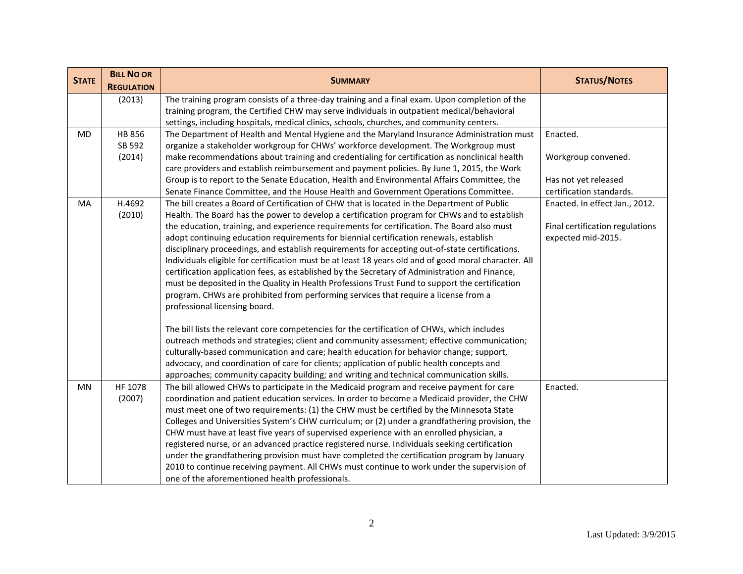| STATE | BILL NO OR REGULATION | SUMMARY | STATUS/NOTES |
|---|---|---|---|
| | (2013) | The training program consists of a three-day training and a final exam. Upon completion of the training program, the Certified CHW may serve individuals in outpatient medical/behavioral settings, including hospitals, medical clinics, schools, churches, and community centers. | |
| MD | HB 856<br>SB 592<br>(2014) | The Department of Health and Mental Hygiene and the Maryland Insurance Administration must organize a stakeholder workgroup for CHWs' workforce development. The Workgroup must make recommendations about training and credentialing for certification as nonclinical health care providers and establish reimbursement and payment policies. By June 1, 2015, the Work Group is to report to the Senate Education, Health and Environmental Affairs Committee, the Senate Finance Committee, and the House Health and Government Operations Committee. | Enacted.<br><br>Workgroup convened.<br><br>Has not yet released certification standards. |
| MA | H.4692<br>(2010) | The bill creates a Board of Certification of CHW that is located in the Department of Public Health. The Board has the power to develop a certification program for CHWs and to establish the education, training, and experience requirements for certification. The Board also must adopt continuing education requirements for biennial certification renewals, establish disciplinary proceedings, and establish requirements for accepting out-of-state certifications. Individuals eligible for certification must be at least 18 years old and of good moral character. All certification application fees, as established by the Secretary of Administration and Finance, must be deposited in the Quality in Health Professions Trust Fund to support the certification program. CHWs are prohibited from performing services that require a license from a professional licensing board.<br><br>The bill lists the relevant core competencies for the certification of CHWs, which includes outreach methods and strategies; client and community assessment; effective communication; culturally-based communication and care; health education for behavior change; support, advocacy, and coordination of care for clients; application of public health concepts and approaches; community capacity building; and writing and technical communication skills. | Enacted. In effect Jan., 2012.<br><br>Final certification regulations expected mid-2015. |
| MN | HF 1078<br>(2007) | The bill allowed CHWs to participate in the Medicaid program and receive payment for care coordination and patient education services. In order to become a Medicaid provider, the CHW must meet one of two requirements: (1) the CHW must be certified by the Minnesota State Colleges and Universities System's CHW curriculum; or (2) under a grandfathering provision, the CHW must have at least five years of supervised experience with an enrolled physician, a registered nurse, or an advanced practice registered nurse. Individuals seeking certification under the grandfathering provision must have completed the certification program by January 2010 to continue receiving payment. All CHWs must continue to work under the supervision of one of the aforementioned health professionals. | Enacted. |

Last Updated: 3/9/2015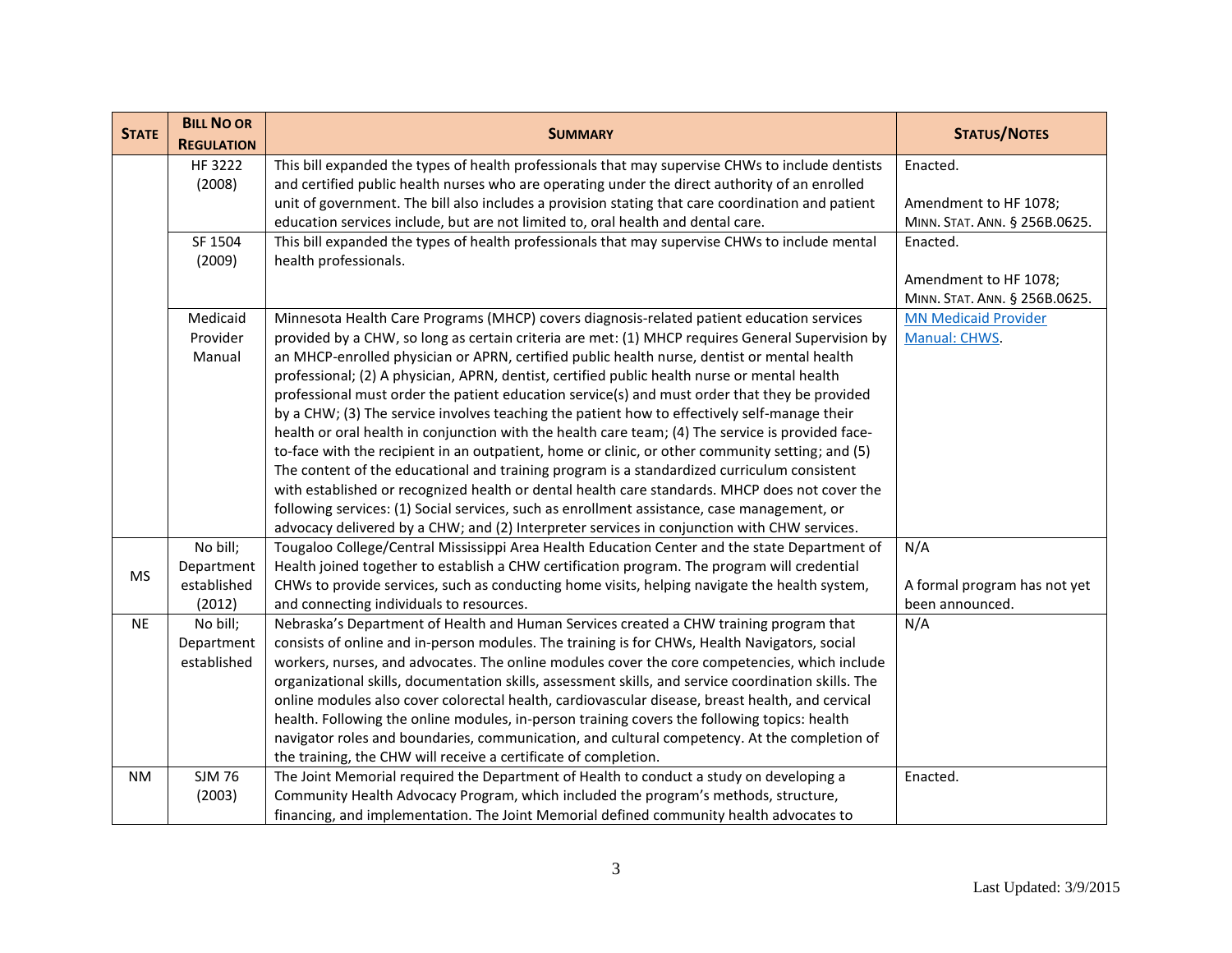| State | Bill No or Regulation | Summary | Status/Notes |
|---|---|---|---|
| | HF 3222 (2008) | This bill expanded the types of health professionals that may supervise CHWs to include dentists and certified public health nurses who are operating under the direct authority of an enrolled unit of government. The bill also includes a provision stating that care coordination and patient education services include, but are not limited to, oral health and dental care. | Enacted.<br><br>Amendment to HF 1078; MINN. STAT. ANN. § 256B.0625. |
| | SF 1504 (2009) | This bill expanded the types of health professionals that may supervise CHWs to include mental health professionals. | Enacted.<br><br>Amendment to HF 1078; MINN. STAT. ANN. § 256B.0625. |
| | Medicaid Provider Manual | Minnesota Health Care Programs (MHCP) covers diagnosis-related patient education services provided by a CHW, so long as certain criteria are met: (1) MHCP requires General Supervision by an MHCP-enrolled physician or APRN, certified public health nurse, dentist or mental health professional; (2) A physician, APRN, dentist, certified public health nurse or mental health professional must order the patient education service(s) and must order that they be provided by a CHW; (3) The service involves teaching the patient how to effectively self-manage their health or oral health in conjunction with the health care team; (4) The service is provided face-to-face with the recipient in an outpatient, home or clinic, or other community setting; and (5) The content of the educational and training program is a standardized curriculum consistent with established or recognized health or dental health care standards. MHCP does not cover the following services: (1) Social services, such as enrollment assistance, case management, or advocacy delivered by a CHW; and (2) Interpreter services in conjunction with CHW services. | MN Medicaid Provider Manual: CHWS. |
| MS | No bill; Department established (2012) | Tougaloo College/Central Mississippi Area Health Education Center and the state Department of Health joined together to establish a CHW certification program. The program will credential CHWs to provide services, such as conducting home visits, helping navigate the health system, and connecting individuals to resources. | N/A<br><br>A formal program has not yet been announced. |
| NE | No bill; Department established | Nebraska's Department of Health and Human Services created a CHW training program that consists of online and in-person modules. The training is for CHWs, Health Navigators, social workers, nurses, and advocates. The online modules cover the core competencies, which include organizational skills, documentation skills, assessment skills, and service coordination skills. The online modules also cover colorectal health, cardiovascular disease, breast health, and cervical health. Following the online modules, in-person training covers the following topics: health navigator roles and boundaries, communication, and cultural competency. At the completion of the training, the CHW will receive a certificate of completion. | N/A |
| NM | SJM 76 (2003) | The Joint Memorial required the Department of Health to conduct a study on developing a Community Health Advocacy Program, which included the program's methods, structure, financing, and implementation. The Joint Memorial defined community health advocates to | Enacted. |

Last Updated: 3/9/2015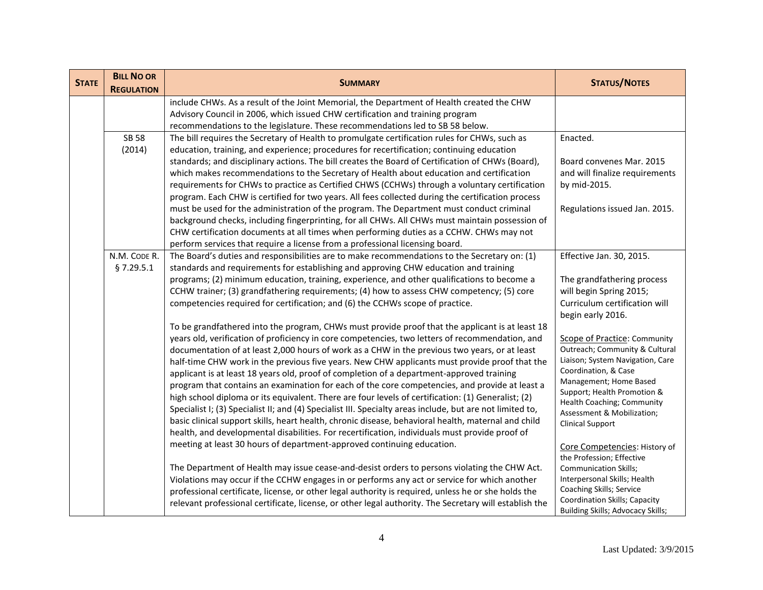| STATE | BILL NO OR REGULATION | SUMMARY | STATUS/NOTES |
|---|---|---|---|
| | | include CHWs. As a result of the Joint Memorial, the Department of Health created the CHW Advisory Council in 2006, which issued CHW certification and training program recommendations to the legislature. These recommendations led to SB 58 below. | |
| | SB 58 (2014) | The bill requires the Secretary of Health to promulgate certification rules for CHWs, such as education, training, and experience; procedures for recertification; continuing education standards; and disciplinary actions. The bill creates the Board of Certification of CHWs (Board), which makes recommendations to the Secretary of Health about education and certification requirements for CHWs to practice as Certified CHWS (CCHWs) through a voluntary certification program. Each CHW is certified for two years. All fees collected during the certification process must be used for the administration of the program. The Department must conduct criminal background checks, including fingerprinting, for all CHWs. All CHWs must maintain possession of CHW certification documents at all times when performing duties as a CCHW. CHWs may not perform services that require a license from a professional licensing board. | Enacted.<br><br>Board convenes Mar. 2015 and will finalize requirements by mid-2015.<br><br>Regulations issued Jan. 2015. |
| | N.M. CODE R. § 7.29.5.1 | The Board's duties and responsibilities are to make recommendations to the Secretary on: (1) standards and requirements for establishing and approving CHW education and training programs; (2) minimum education, training, experience, and other qualifications to become a CCHW trainer; (3) grandfathering requirements; (4) how to assess CHW competency; (5) core competencies required for certification; and (6) the CCHWs scope of practice.<br><br>To be grandfathered into the program, CHWs must provide proof that the applicant is at least 18 years old, verification of proficiency in core competencies, two letters of recommendation, and documentation of at least 2,000 hours of work as a CHW in the previous two years, or at least half-time CHW work in the previous five years. New CHW applicants must provide proof that the applicant is at least 18 years old, proof of completion of a department-approved training program that contains an examination for each of the core competencies, and provide at least a high school diploma or its equivalent. There are four levels of certification: (1) Generalist; (2) Specialist I; (3) Specialist II; and (4) Specialist III. Specialty areas include, but are not limited to, basic clinical support skills, heart health, chronic disease, behavioral health, maternal and child health, and developmental disabilities. For recertification, individuals must provide proof of meeting at least 30 hours of department-approved continuing education.<br><br>The Department of Health may issue cease-and-desist orders to persons violating the CHW Act. Violations may occur if the CCHW engages in or performs any act or service for which another professional certificate, license, or other legal authority is required, unless he or she holds the relevant professional certificate, license, or other legal authority. The Secretary will establish the | Effective Jan. 30, 2015.<br><br>The grandfathering process will begin Spring 2015; Curriculum certification will begin early 2016.<br><br>Scope of Practice: Community Outreach; Community & Cultural Liaison; System Navigation, Care Coordination, & Case Management; Home Based Support; Health Promotion & Health Coaching; Community Assessment & Mobilization; Clinical Support<br><br>Core Competencies: History of the Profession; Effective Communication Skills; Interpersonal Skills; Health Coaching Skills; Service Coordination Skills; Capacity Building Skills; Advocacy Skills; |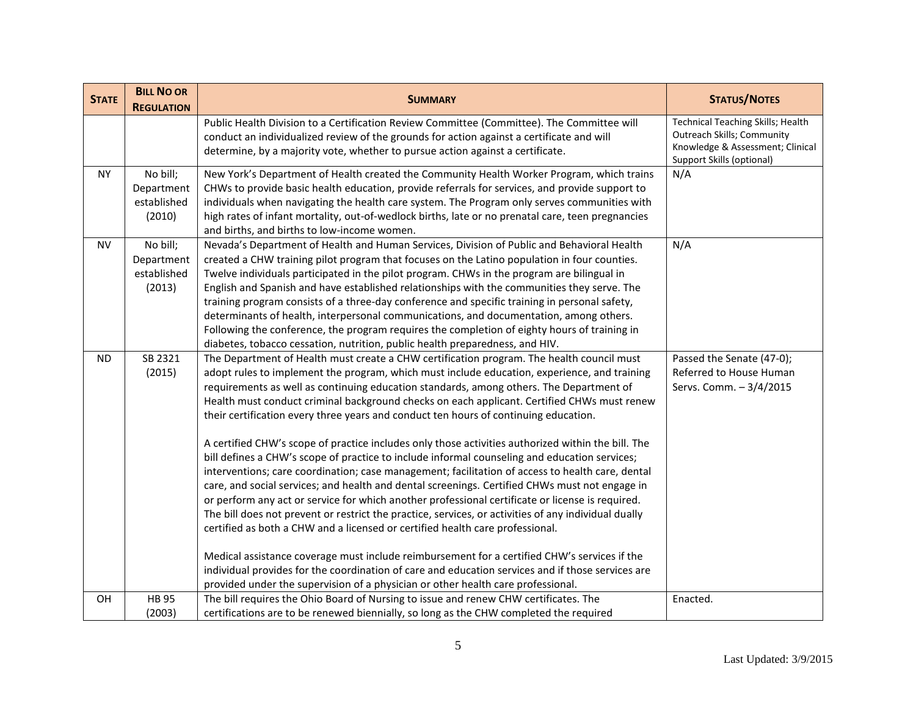| State | Bill No or Regulation | Summary | Status/Notes |
| --- | --- | --- | --- |
| | | Public Health Division to a Certification Review Committee (Committee). The Committee will conduct an individualized review of the grounds for action against a certificate and will determine, by a majority vote, whether to pursue action against a certificate. | Technical Teaching Skills; Health Outreach Skills; Community Knowledge & Assessment; Clinical Support Skills (optional) |
| NY | No bill; Department established (2010) | New York's Department of Health created the Community Health Worker Program, which trains CHWs to provide basic health education, provide referrals for services, and provide support to individuals when navigating the health care system. The Program only serves communities with high rates of infant mortality, out-of-wedlock births, late or no prenatal care, teen pregnancies and births, and births to low-income women. | N/A |
| NV | No bill; Department established (2013) | Nevada's Department of Health and Human Services, Division of Public and Behavioral Health created a CHW training pilot program that focuses on the Latino population in four counties. Twelve individuals participated in the pilot program. CHWs in the program are bilingual in English and Spanish and have established relationships with the communities they serve. The training program consists of a three-day conference and specific training in personal safety, determinants of health, interpersonal communications, and documentation, among others. Following the conference, the program requires the completion of eighty hours of training in diabetes, tobacco cessation, nutrition, public health preparedness, and HIV. | N/A |
| ND | SB 2321 (2015) | The Department of Health must create a CHW certification program. The health council must adopt rules to implement the program, which must include education, experience, and training requirements as well as continuing education standards, among others. The Department of Health must conduct criminal background checks on each applicant. Certified CHWs must renew their certification every three years and conduct ten hours of continuing education.<br><br>A certified CHW's scope of practice includes only those activities authorized within the bill. The bill defines a CHW's scope of practice to include informal counseling and education services; interventions; care coordination; case management; facilitation of access to health care, dental care, and social services; and health and dental screenings. Certified CHWs must not engage in or perform any act or service for which another professional certificate or license is required. The bill does not prevent or restrict the practice, services, or activities of any individual dually certified as both a CHW and a licensed or certified health care professional.<br><br>Medical assistance coverage must include reimbursement for a certified CHW's services if the individual provides for the coordination of care and education services and if those services are provided under the supervision of a physician or other health care professional. | Passed the Senate (47-0); Referred to House Human Servs. Comm. – 3/4/2015 |
| OH | HB 95 (2003) | The bill requires the Ohio Board of Nursing to issue and renew CHW certificates. The certifications are to be renewed biennially, so long as the CHW completed the required | Enacted. |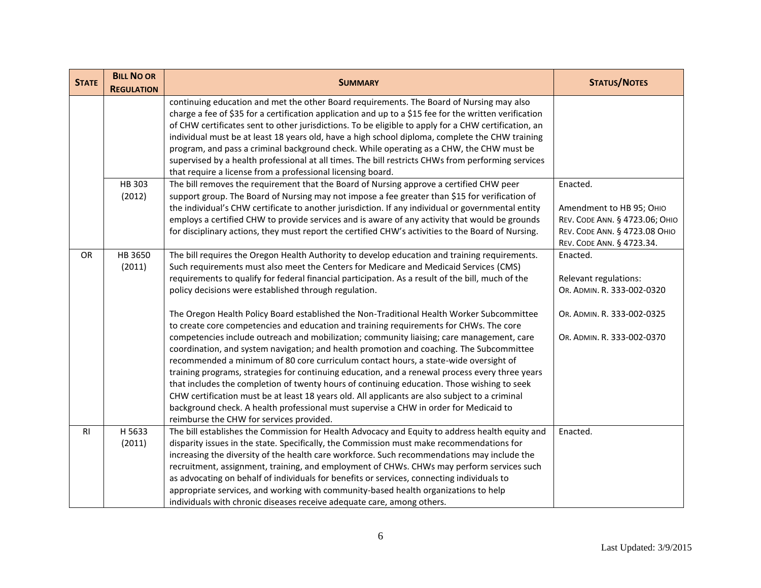| State | Bill No or Regulation | Summary | Status/Notes |
|---|---|---|---|
| | | continuing education and met the other Board requirements. The Board of Nursing may also charge a fee of $35 for a certification application and up to a $15 fee for the written verification of CHW certificates sent to other jurisdictions. To be eligible to apply for a CHW certification, an individual must be at least 18 years old, have a high school diploma, complete the CHW training program, and pass a criminal background check. While operating as a CHW, the CHW must be supervised by a health professional at all times. The bill restricts CHWs from performing services that require a license from a professional licensing board. | |
| | HB 303 (2012) | The bill removes the requirement that the Board of Nursing approve a certified CHW peer support group. The Board of Nursing may not impose a fee greater than $15 for verification of the individual's CHW certificate to another jurisdiction. If any individual or governmental entity employs a certified CHW to provide services and is aware of any activity that would be grounds for disciplinary actions, they must report the certified CHW's activities to the Board of Nursing. | Enacted.<br><br>Amendment to HB 95; Ohio Rev. Code Ann. § 4723.06; Ohio Rev. Code Ann. § 4723.08 Ohio Rev. Code Ann. § 4723.34. |
| OR | HB 3650 (2011) | The bill requires the Oregon Health Authority to develop education and training requirements. Such requirements must also meet the Centers for Medicare and Medicaid Services (CMS) requirements to qualify for federal financial participation. As a result of the bill, much of the policy decisions were established through regulation.<br><br>The Oregon Health Policy Board established the Non-Traditional Health Worker Subcommittee to create core competencies and education and training requirements for CHWs. The core competencies include outreach and mobilization; community liaising; care management, care coordination, and system navigation; and health promotion and coaching. The Subcommittee recommended a minimum of 80 core curriculum contact hours, a state-wide oversight of training programs, strategies for continuing education, and a renewal process every three years that includes the completion of twenty hours of continuing education. Those wishing to seek CHW certification must be at least 18 years old. All applicants are also subject to a criminal background check. A health professional must supervise a CHW in order for Medicaid to reimburse the CHW for services provided. | Enacted.<br><br>Relevant regulations: Or. Admin. R. 333-002-0320<br><br>Or. Admin. R. 333-002-0325<br><br>Or. Admin. R. 333-002-0370 |
| RI | H 5633 (2011) | The bill establishes the Commission for Health Advocacy and Equity to address health equity and disparity issues in the state. Specifically, the Commission must make recommendations for increasing the diversity of the health care workforce. Such recommendations may include the recruitment, assignment, training, and employment of CHWs. CHWs may perform services such as advocating on behalf of individuals for benefits or services, connecting individuals to appropriate services, and working with community-based health organizations to help individuals with chronic diseases receive adequate care, among others. | Enacted. |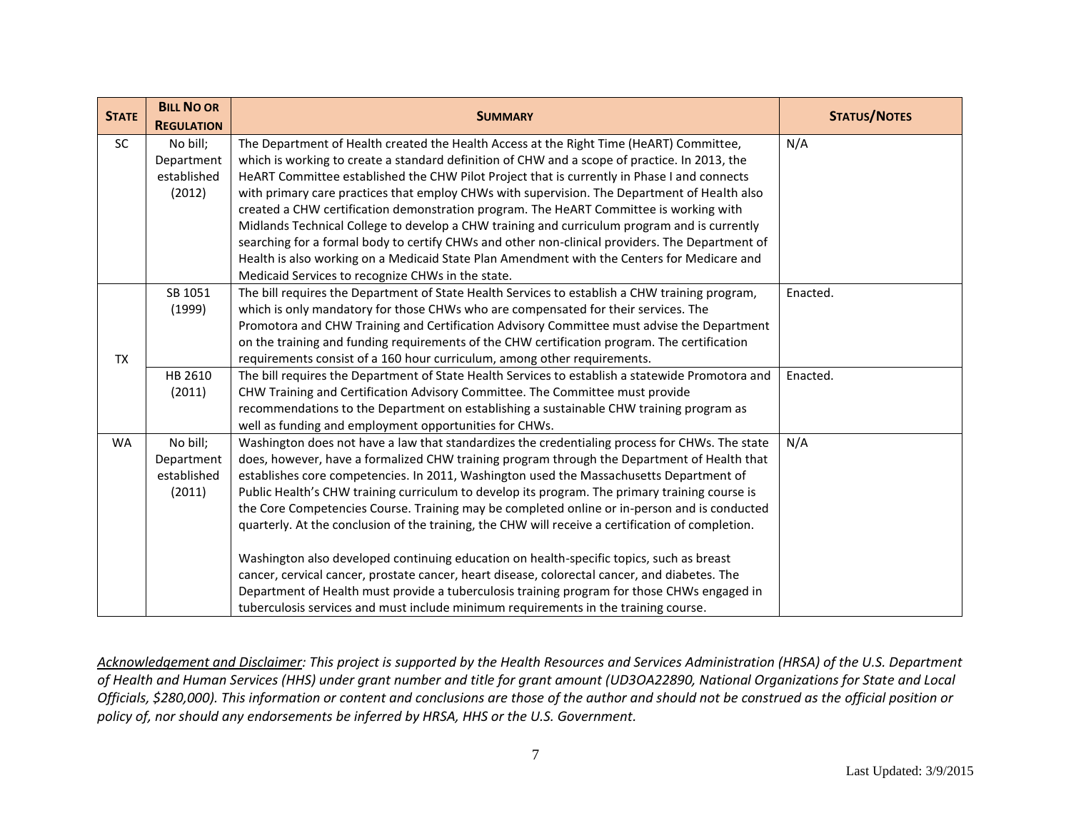| **State** | **Bill No or Regulation** | **Summary** | **Status/Notes** |
|---|---|---|---|
| SC | No bill; Department established (2012) | The Department of Health created the Health Access at the Right Time (HeART) Committee, which is working to create a standard definition of CHW and a scope of practice. In 2013, the HeART Committee established the CHW Pilot Project that is currently in Phase I and connects with primary care practices that employ CHWs with supervision. The Department of Health also created a CHW certification demonstration program. The HeART Committee is working with Midlands Technical College to develop a CHW training and curriculum program and is currently searching for a formal body to certify CHWs and other non-clinical providers. The Department of Health is also working on a Medicaid State Plan Amendment with the Centers for Medicare and Medicaid Services to recognize CHWs in the state. | N/A |
| TX | SB 1051 (1999) | The bill requires the Department of State Health Services to establish a CHW training program, which is only mandatory for those CHWs who are compensated for their services. The Promotora and CHW Training and Certification Advisory Committee must advise the Department on the training and funding requirements of the CHW certification program. The certification requirements consist of a 160 hour curriculum, among other requirements. | Enacted. |
| | HB 2610 (2011) | The bill requires the Department of State Health Services to establish a statewide Promotora and CHW Training and Certification Advisory Committee. The Committee must provide recommendations to the Department on establishing a sustainable CHW training program as well as funding and employment opportunities for CHWs. | Enacted. |
| WA | No bill; Department established (2011) | Washington does not have a law that standardizes the credentialing process for CHWs. The state does, however, have a formalized CHW training program through the Department of Health that establishes core competencies. In 2011, Washington used the Massachusetts Department of Public Health's CHW training curriculum to develop its program. The primary training course is the Core Competencies Course. Training may be completed online or in-person and is conducted quarterly. At the conclusion of the training, the CHW will receive a certification of completion.<br><br>Washington also developed continuing education on health-specific topics, such as breast cancer, cervical cancer, prostate cancer, heart disease, colorectal cancer, and diabetes. The Department of Health must provide a tuberculosis training program for those CHWs engaged in tuberculosis services and must include minimum requirements in the training course. | N/A |

*Acknowledgement and Disclaimer: This project is supported by the Health Resources and Services Administration (HRSA) of the U.S. Department of Health and Human Services (HHS) under grant number and title for grant amount (UD3OA22890, National Organizations for State and Local Officials, $280,000). This information or content and conclusions are those of the author and should not be construed as the official position or policy of, nor should any endorsements be inferred by HRSA, HHS or the U.S. Government.*

Last Updated: 3/9/2015